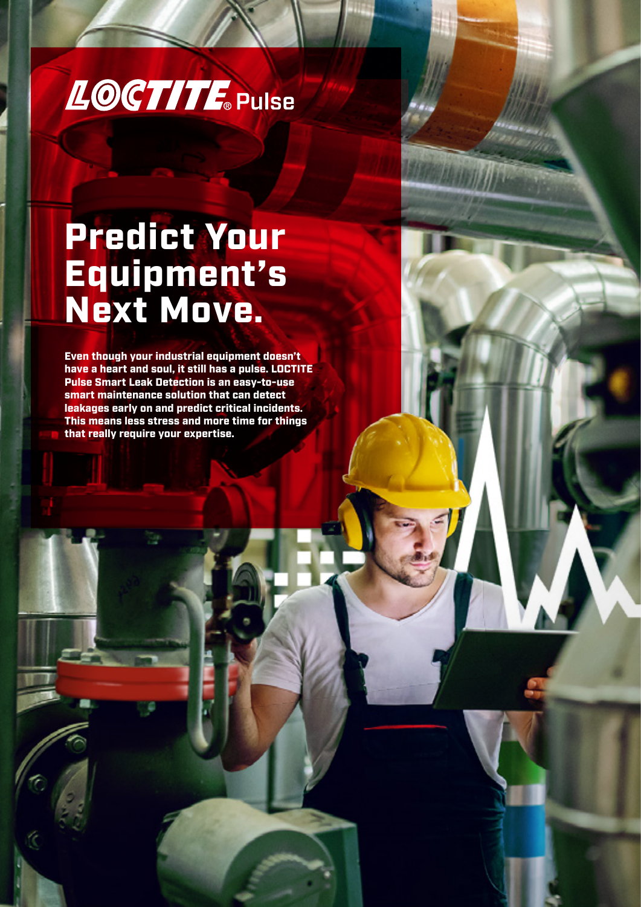LOCTITE® Pulse

# Predict Your Equipment's Next Move.

**Even though your industrial equipment doesn't have a heart and soul, it still has a pulse. LOCTITE Pulse Smart Leak Detection is an easy-to-use smart maintenance solution that can detect leakages early on and predict critical incidents. This means less stress and more time for things that really require your expertise.**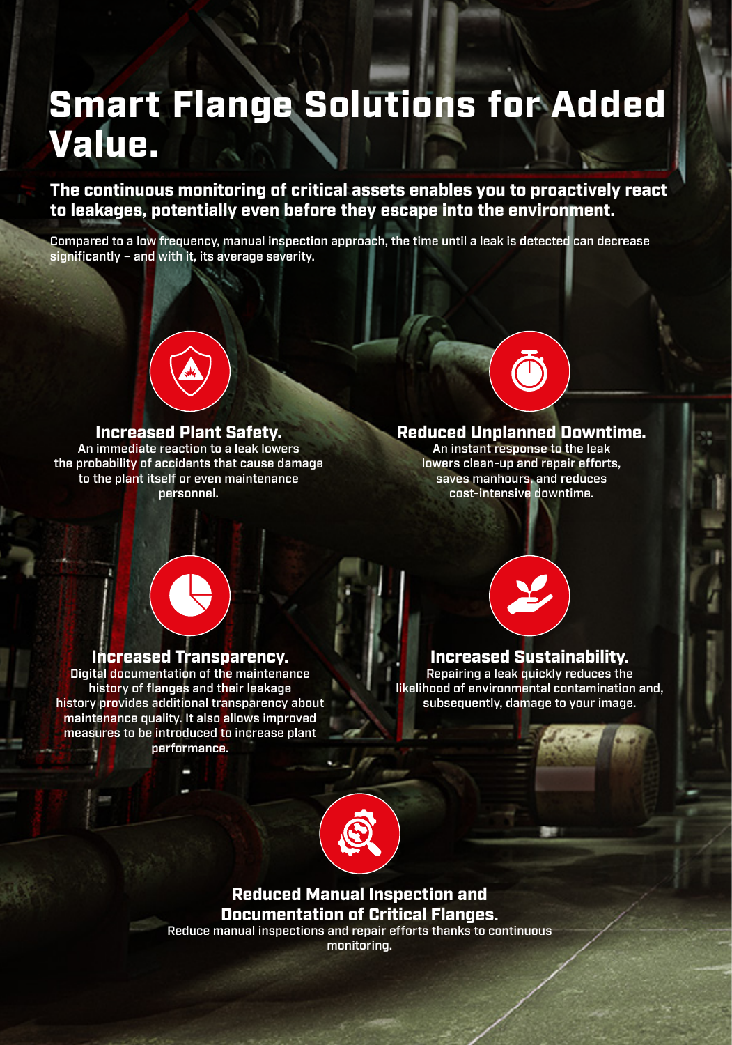# Smart Flange Solutions for Added Value.

**The continuous monitoring of critical assets enables you to proactively react to leakages, potentially even before they escape into the environment.**

Compared to a low frequency, manual inspection approach, the time until a leak is detected can decrease significantly – and with it, its average severity.

### Increased Plant Safety.

An immediate reaction to a leak lowers the probability of accidents that cause damage to the plant itself or even maintenance personnel.

### Reduced Unplanned Downtime.

An instant response to the leak lowers clean-up and repair efforts, saves manhours, and reduces cost-intensive downtime.

### Increased Transparency.

Digital documentation of the maintenance history of flanges and their leakage history provides additional transparency about maintenance quality. It also allows improved measures to be introduced to increase plant performance.

### Increased Sustainability.

Repairing a leak quickly reduces the likelihood of environmental contamination and, subsequently, damage to your image.

### Reduced Manual Inspection and Documentation of Critical Flanges.

Reduce manual inspections and repair efforts thanks to continuous monitoring.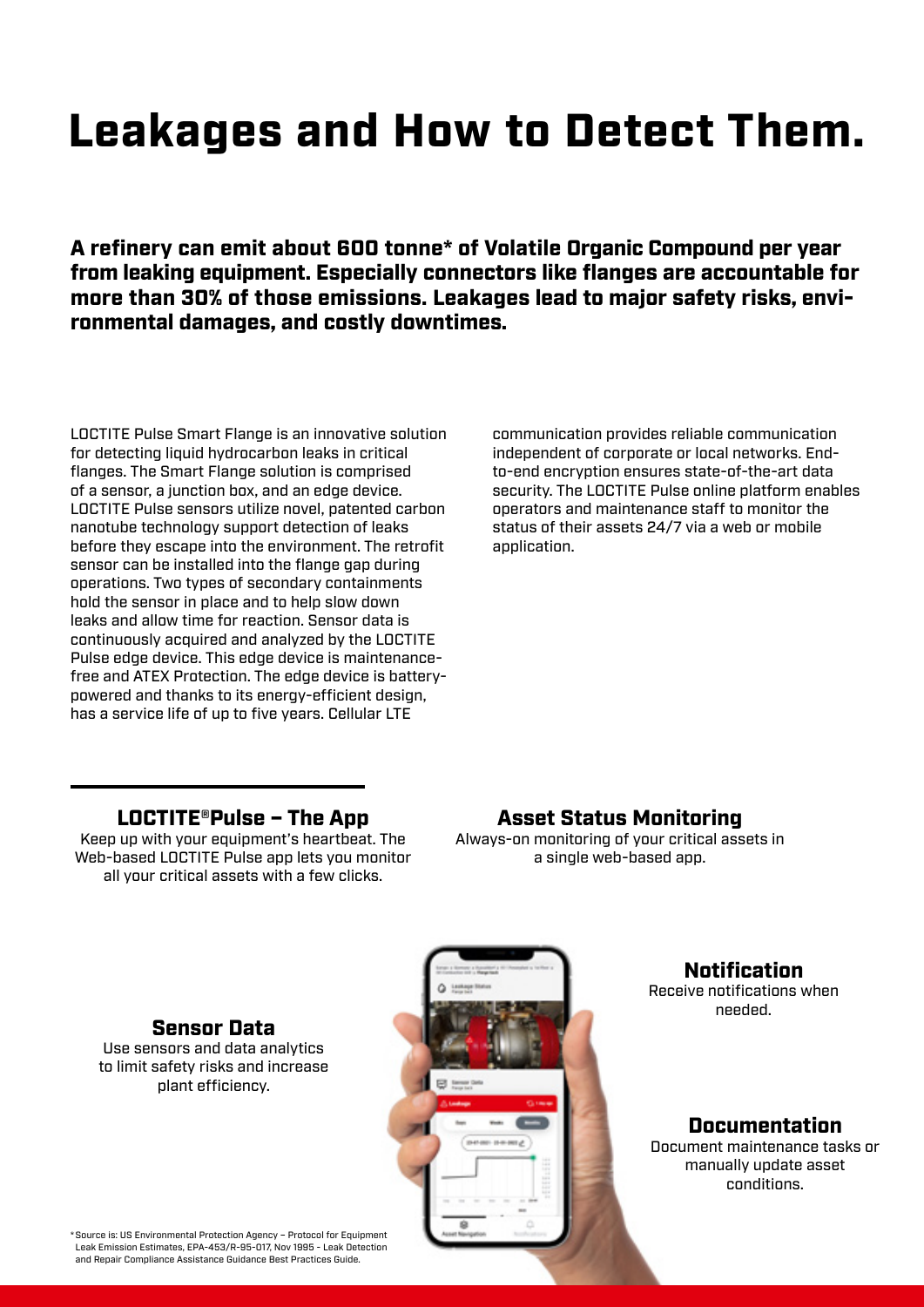# Leakages and How to Detect Them.

**A refinery can emit about 600 tonne* of Volatile Organic Compound per year from leaking equipment. Especially connectors like flanges are accountable for more than 30% of those emissions. Leakages lead to major safety risks, environmental damages, and costly downtimes.**

LOCTITE Pulse Smart Flange is an innovative solution for detecting liquid hydrocarbon leaks in critical flanges. The Smart Flange solution is comprised of a sensor, a junction box, and an edge device. LOCTITE Pulse sensors utilize novel, patented carbon nanotube technology support detection of leaks before they escape into the environment. The retrofit sensor can be installed into the flange gap during operations. Two types of secondary containments hold the sensor in place and to help slow down leaks and allow time for reaction. Sensor data is continuously acquired and analyzed by the LOCTITE Pulse edge device. This edge device is maintenance-free and ATEX Protection. The edge device is battery-powered and thanks to its energy-efficient design, has a service life of up to five years. Cellular LTE communication provides reliable communication independent of corporate or local networks. End-to-end encryption ensures state-of-the-art data security. The LOCTITE Pulse online platform enables operators and maintenance staff to monitor the status of their assets 24/7 via a web or mobile application.

## LOCTITE®Pulse – The App

Keep up with your equipment's heartbeat. The Web-based LOCTITE Pulse app lets you monitor all your critical assets with a few clicks.

## Asset Status Monitoring

Always-on monitoring of your critical assets in a single web-based app.

### Sensor Data

Use sensors and data analytics to limit safety risks and increase plant efficiency.

### Notification

Receive notifications when needed.

### Documentation

Document maintenance tasks or manually update asset conditions.

* Source is: US Environmental Protection Agency – Protocol for Equipment Leak Emission Estimates, EPA-453/R-95-017, Nov 1995 - Leak Detection and Repair Compliance Assistance Guidance Best Practices Guide.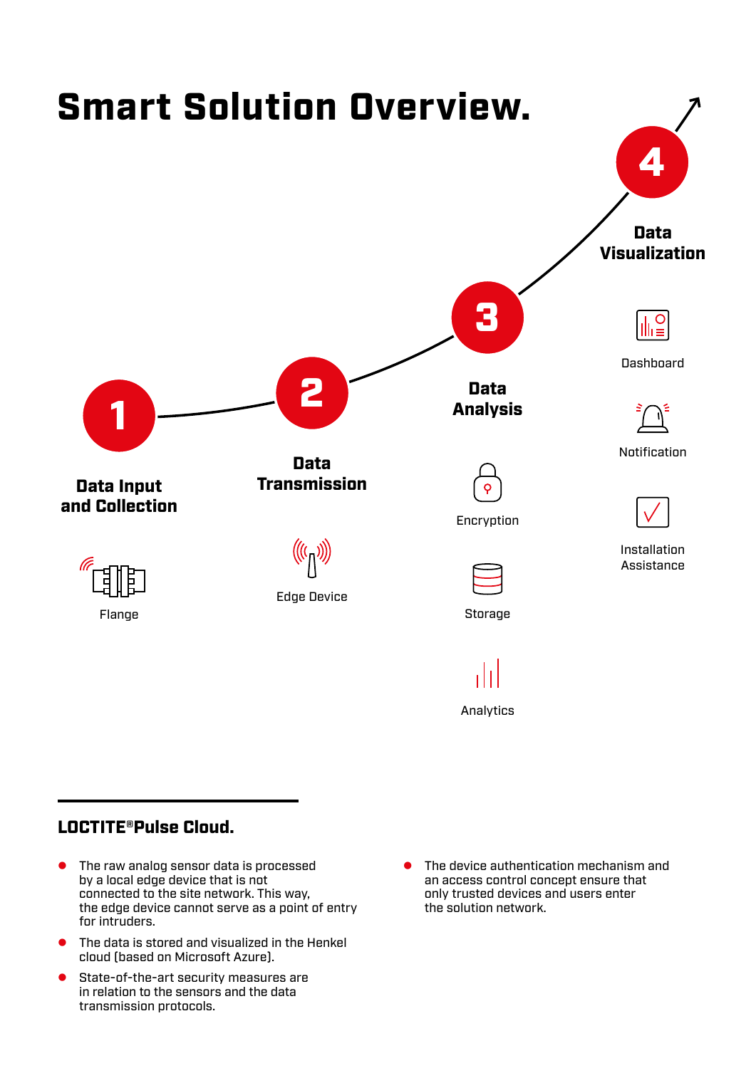# Smart Solution Overview.

**1 Data Input and Collection**

Flange

**2 Data Transmission**

Edge Device

**3 Data Analysis**

Encryption

Storage

Analytics

**4 Data Visualization**

Dashboard

Notification

Installation Assistance

## LOCTITE®Pulse Cloud.

- The raw analog sensor data is processed by a local edge device that is not connected to the site network. This way, the edge device cannot serve as a point of entry for intruders.
- The data is stored and visualized in the Henkel cloud (based on Microsoft Azure).
- State-of-the-art security measures are in relation to the sensors and the data transmission protocols.
- The device authentication mechanism and an access control concept ensure that only trusted devices and users enter the solution network.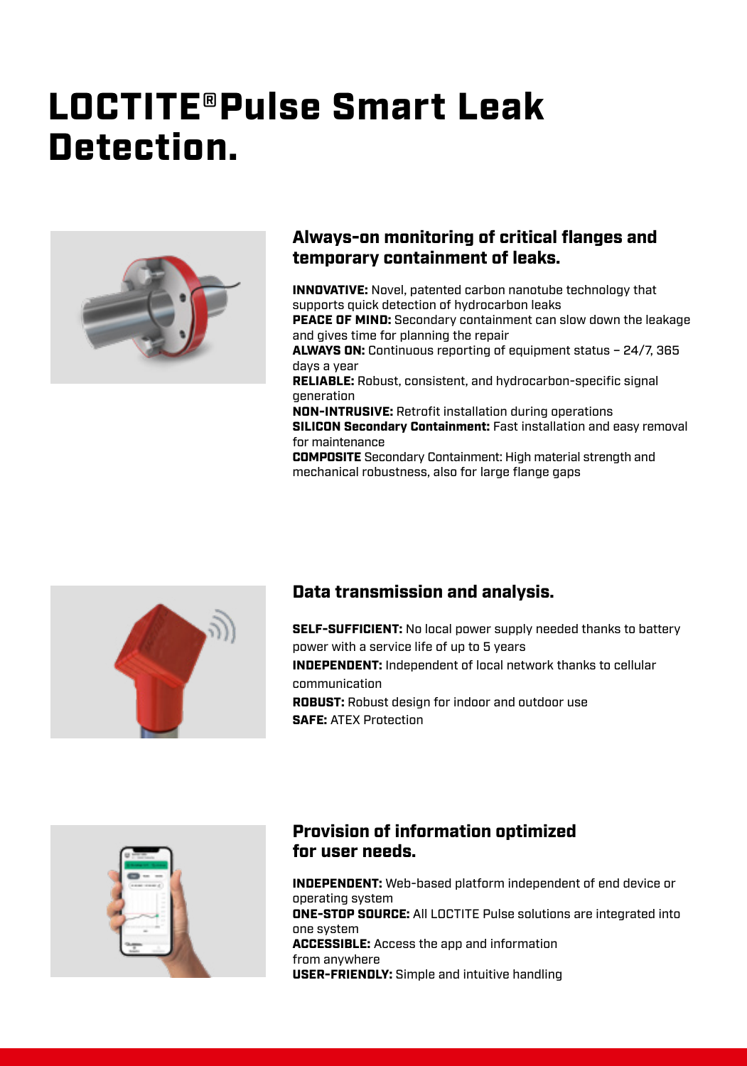# LOCTITE® Pulse Smart Leak Detection.

## Always-on monitoring of critical flanges and temporary containment of leaks.

**INNOVATIVE:** Novel, patented carbon nanotube technology that supports quick detection of hydrocarbon leaks
**PEACE OF MIND:** Secondary containment can slow down the leakage and gives time for planning the repair
**ALWAYS ON:** Continuous reporting of equipment status – 24/7, 365 days a year
**RELIABLE:** Robust, consistent, and hydrocarbon-specific signal generation
**NON-INTRUSIVE:** Retrofit installation during operations
**SILICON Secondary Containment:** Fast installation and easy removal for maintenance
**COMPOSITE** Secondary Containment: High material strength and mechanical robustness, also for large flange gaps

## Data transmission and analysis.

**SELF-SUFFICIENT:** No local power supply needed thanks to battery power with a service life of up to 5 years
**INDEPENDENT:** Independent of local network thanks to cellular communication
**ROBUST:** Robust design for indoor and outdoor use
**SAFE:** ATEX Protection

## Provision of information optimized for user needs.

**INDEPENDENT:** Web-based platform independent of end device or operating system
**ONE-STOP SOURCE:** All LOCTITE Pulse solutions are integrated into one system
**ACCESSIBLE:** Access the app and information from anywhere
**USER-FRIENDLY:** Simple and intuitive handling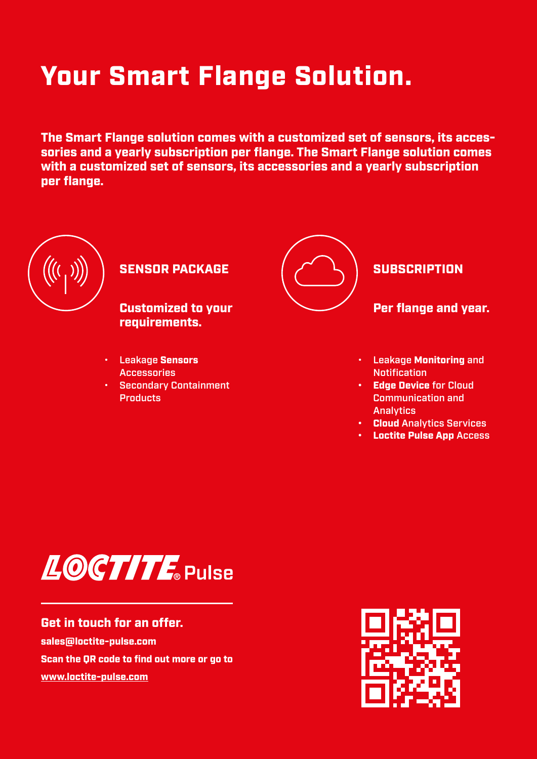# Your Smart Flange Solution.

**The Smart Flange solution comes with a customized set of sensors, its accessories and a yearly subscription per flange. The Smart Flange solution comes with a customized set of sensors, its accessories and a yearly subscription per flange.**

## SENSOR PACKAGE

**Customized to your requirements.**

- Leakage **Sensors** Accessories
- Secondary Containment Products

## SUBSCRIPTION

**Per flange and year.**

- Leakage **Monitoring** and Notification
- **Edge Device** for Cloud Communication and Analytics
- **Cloud** Analytics Services
- **Loctite Pulse App** Access

LOCTITE® Pulse

**Get in touch for an offer.**

**sales@loctite-pulse.com**

**Scan the QR code to find out more or go to**

**www.loctite-pulse.com**